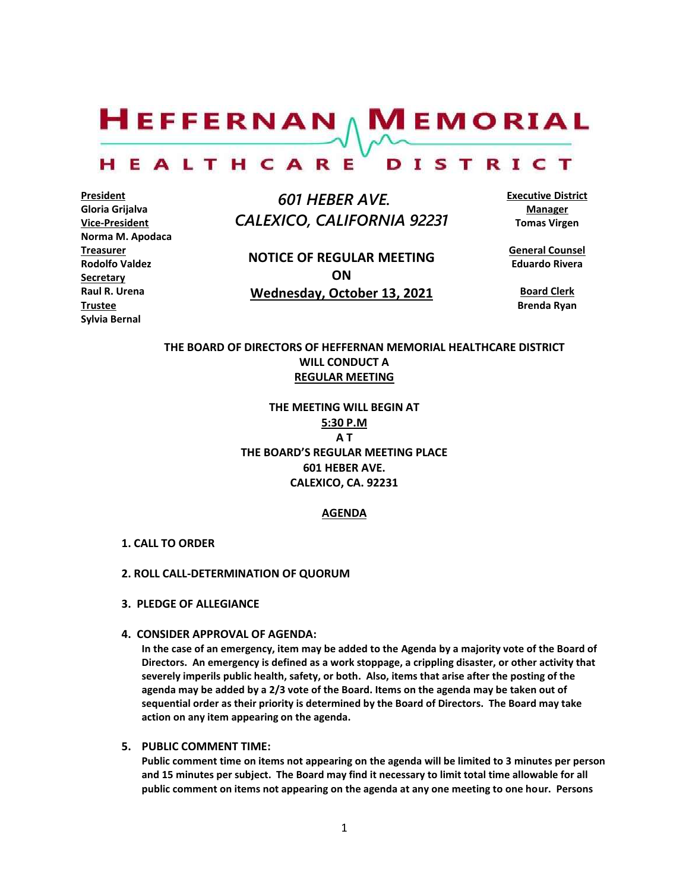# HEFFERNAN MEMORIAL HEALTHCARE DISTRICT

**President**
**Gloria Grijalva**
**Vice-President**
**Norma M. Apodaca**
**Treasurer**
**Rodolfo Valdez**
**Secretary**
**Raul R. Urena**
**Trustee**
**Sylvia Bernal**

*601 HEBER AVE.*
*CALEXICO, CALIFORNIA 92231*

**NOTICE OF REGULAR MEETING**
**ON**
**Wednesday, October 13, 2021**

**Executive District Manager**
**Tomas Virgen**

**General Counsel**
**Eduardo Rivera**

**Board Clerk**
**Brenda Ryan**

**THE BOARD OF DIRECTORS OF HEFFERNAN MEMORIAL HEALTHCARE DISTRICT WILL CONDUCT A REGULAR MEETING**

**THE MEETING WILL BEGIN AT 5:30 P.M AT THE BOARD'S REGULAR MEETING PLACE 601 HEBER AVE. CALEXICO, CA. 92231**

## AGENDA

**1. CALL TO ORDER**

**2. ROLL CALL-DETERMINATION OF QUORUM**

**3. PLEDGE OF ALLEGIANCE**

**4. CONSIDER APPROVAL OF AGENDA:**
**In the case of an emergency, item may be added to the Agenda by a majority vote of the Board of Directors. An emergency is defined as a work stoppage, a crippling disaster, or other activity that severely imperils public health, safety, or both. Also, items that arise after the posting of the agenda may be added by a 2/3 vote of the Board. Items on the agenda may be taken out of sequential order as their priority is determined by the Board of Directors. The Board may take action on any item appearing on the agenda.**

**5. PUBLIC COMMENT TIME:**
**Public comment time on items not appearing on the agenda will be limited to 3 minutes per person and 15 minutes per subject. The Board may find it necessary to limit total time allowable for all public comment on items not appearing on the agenda at any one meeting to one hour. Persons**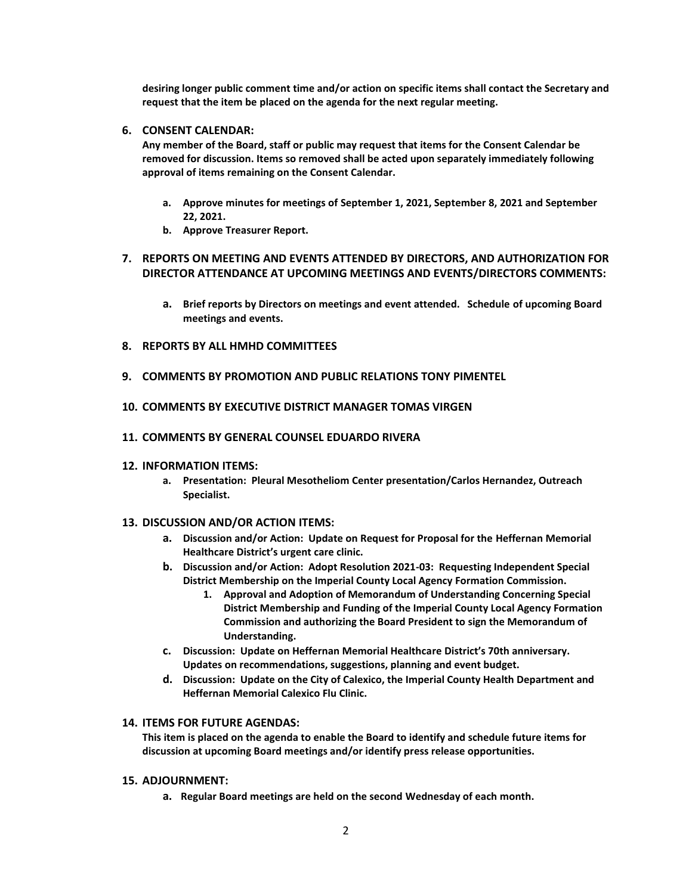**desiring longer public comment time and/or action on specific items shall contact the Secretary and request that the item be placed on the agenda for the next regular meeting.**

6. **CONSENT CALENDAR:**
   **Any member of the Board, staff or public may request that items for the Consent Calendar be removed for discussion. Items so removed shall be acted upon separately immediately following approval of items remaining on the Consent Calendar.**

   a. **Approve minutes for meetings of September 1, 2021, September 8, 2021 and September 22, 2021.**
   b. **Approve Treasurer Report.**

7. **REPORTS ON MEETING AND EVENTS ATTENDED BY DIRECTORS, AND AUTHORIZATION FOR DIRECTOR ATTENDANCE AT UPCOMING MEETINGS AND EVENTS/DIRECTORS COMMENTS:**

   a. **Brief reports by Directors on meetings and event attended. Schedule of upcoming Board meetings and events.**

8. **REPORTS BY ALL HMHD COMMITTEES**

9. **COMMENTS BY PROMOTION AND PUBLIC RELATIONS TONY PIMENTEL**

10. **COMMENTS BY EXECUTIVE DISTRICT MANAGER TOMAS VIRGEN**

11. **COMMENTS BY GENERAL COUNSEL EDUARDO RIVERA**

12. **INFORMATION ITEMS:**
    a. **Presentation: Pleural Mesotheliom Center presentation/Carlos Hernandez, Outreach Specialist.**

13. **DISCUSSION AND/OR ACTION ITEMS:**
    a. **Discussion and/or Action: Update on Request for Proposal for the Heffernan Memorial Healthcare District's urgent care clinic.**
    b. **Discussion and/or Action: Adopt Resolution 2021-03: Requesting Independent Special District Membership on the Imperial County Local Agency Formation Commission.**
       1. **Approval and Adoption of Memorandum of Understanding Concerning Special District Membership and Funding of the Imperial County Local Agency Formation Commission and authorizing the Board President to sign the Memorandum of Understanding.**
    c. **Discussion: Update on Heffernan Memorial Healthcare District's 70th anniversary. Updates on recommendations, suggestions, planning and event budget.**
    d. **Discussion: Update on the City of Calexico, the Imperial County Health Department and Heffernan Memorial Calexico Flu Clinic.**

14. **ITEMS FOR FUTURE AGENDAS:**
    **This item is placed on the agenda to enable the Board to identify and schedule future items for discussion at upcoming Board meetings and/or identify press release opportunities.**

15. **ADJOURNMENT:**
    a. **Regular Board meetings are held on the second Wednesday of each month.**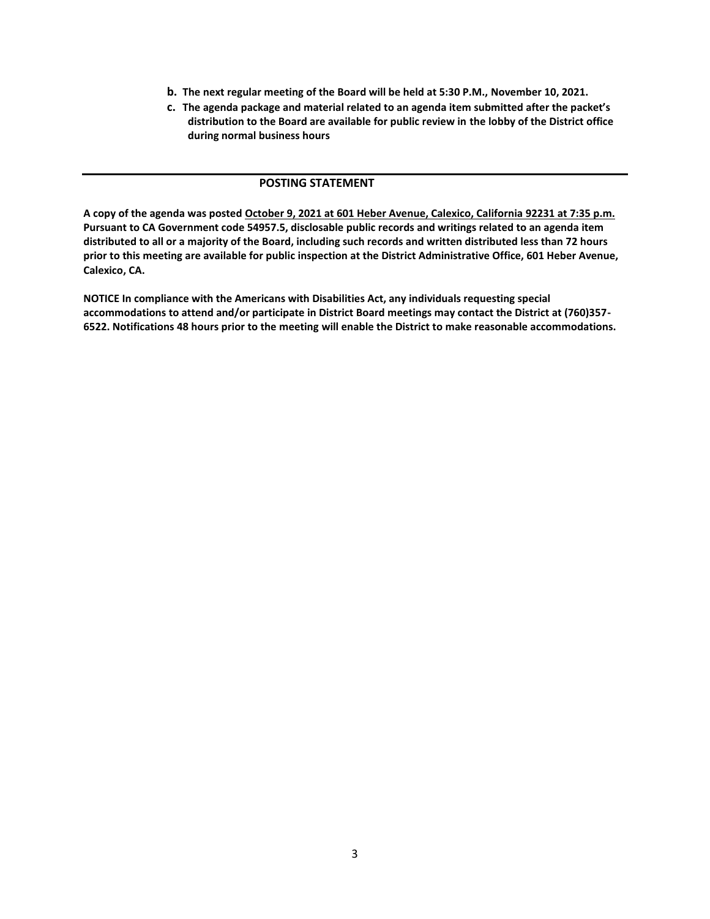**b. The next regular meeting of the Board will be held at 5:30 P.M., November 10, 2021.**

**c. The agenda package and material related to an agenda item submitted after the packet's distribution to the Board are available for public review in the lobby of the District office during normal business hours**

---

## POSTING STATEMENT

**A copy of the agenda was posted <u>October 9, 2021 at 601 Heber Avenue, Calexico, California 92231 at 7:35 p.m.</u> Pursuant to CA Government code 54957.5, disclosable public records and writings related to an agenda item distributed to all or a majority of the Board, including such records and written distributed less than 72 hours prior to this meeting are available for public inspection at the District Administrative Office, 601 Heber Avenue, Calexico, CA.**

**NOTICE In compliance with the Americans with Disabilities Act, any individuals requesting special accommodations to attend and/or participate in District Board meetings may contact the District at (760)357-6522. Notifications 48 hours prior to the meeting will enable the District to make reasonable accommodations.**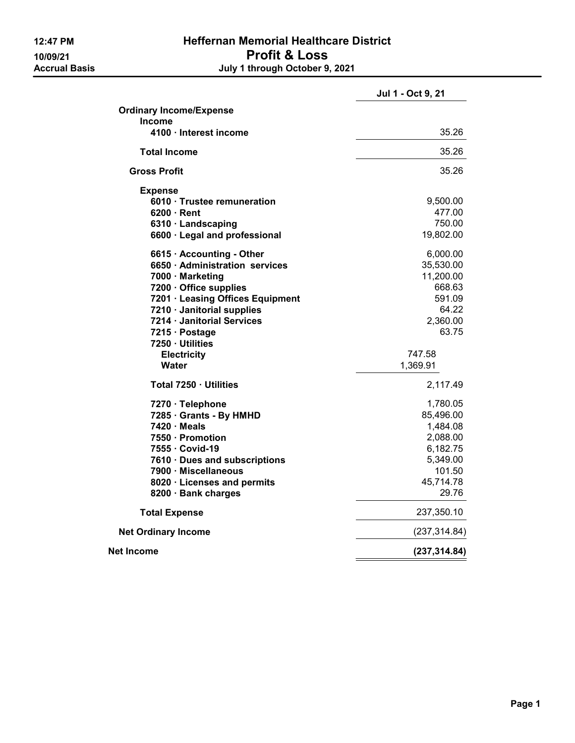# Heffernan Memorial Healthcare District

## Profit & Loss

**July 1 through October 9, 2021**

12:47 PM
10/09/21
Accrual Basis

| | Jul 1 - Oct 9, 21 |
|---|---|
| **Ordinary Income/Expense** | |
| **Income** | |
| **4100 · Interest income** | 35.26 |
| **Total Income** | 35.26 |
| **Gross Profit** | 35.26 |
| **Expense** | |
| **6010 · Trustee remuneration** | 9,500.00 |
| **6200 · Rent** | 477.00 |
| **6310 · Landscaping** | 750.00 |
| **6600 · Legal and professional** | 19,802.00 |
| **6615 · Accounting - Other** | 6,000.00 |
| **6650 · Administration services** | 35,530.00 |
| **7000 · Marketing** | 11,200.00 |
| **7200 · Office supplies** | 668.63 |
| **7201 · Leasing Offices Equipment** | 591.09 |
| **7210 · Janitorial supplies** | 64.22 |
| **7214 · Janitorial Services** | 2,360.00 |
| **7215 · Postage** | 63.75 |
| **7250 · Utilities** | |
| **Electricity** | 747.58 |
| **Water** | 1,369.91 |
| **Total 7250 · Utilities** | 2,117.49 |
| **7270 · Telephone** | 1,780.05 |
| **7285 · Grants - By HMHD** | 85,496.00 |
| **7420 · Meals** | 1,484.08 |
| **7550 · Promotion** | 2,088.00 |
| **7555 · Covid-19** | 6,182.75 |
| **7610 · Dues and subscriptions** | 5,349.00 |
| **7900 · Miscellaneous** | 101.50 |
| **8020 · Licenses and permits** | 45,714.78 |
| **8200 · Bank charges** | 29.76 |
| **Total Expense** | 237,350.10 |
| **Net Ordinary Income** | (237,314.84) |
| **Net Income** | **(237,314.84)** |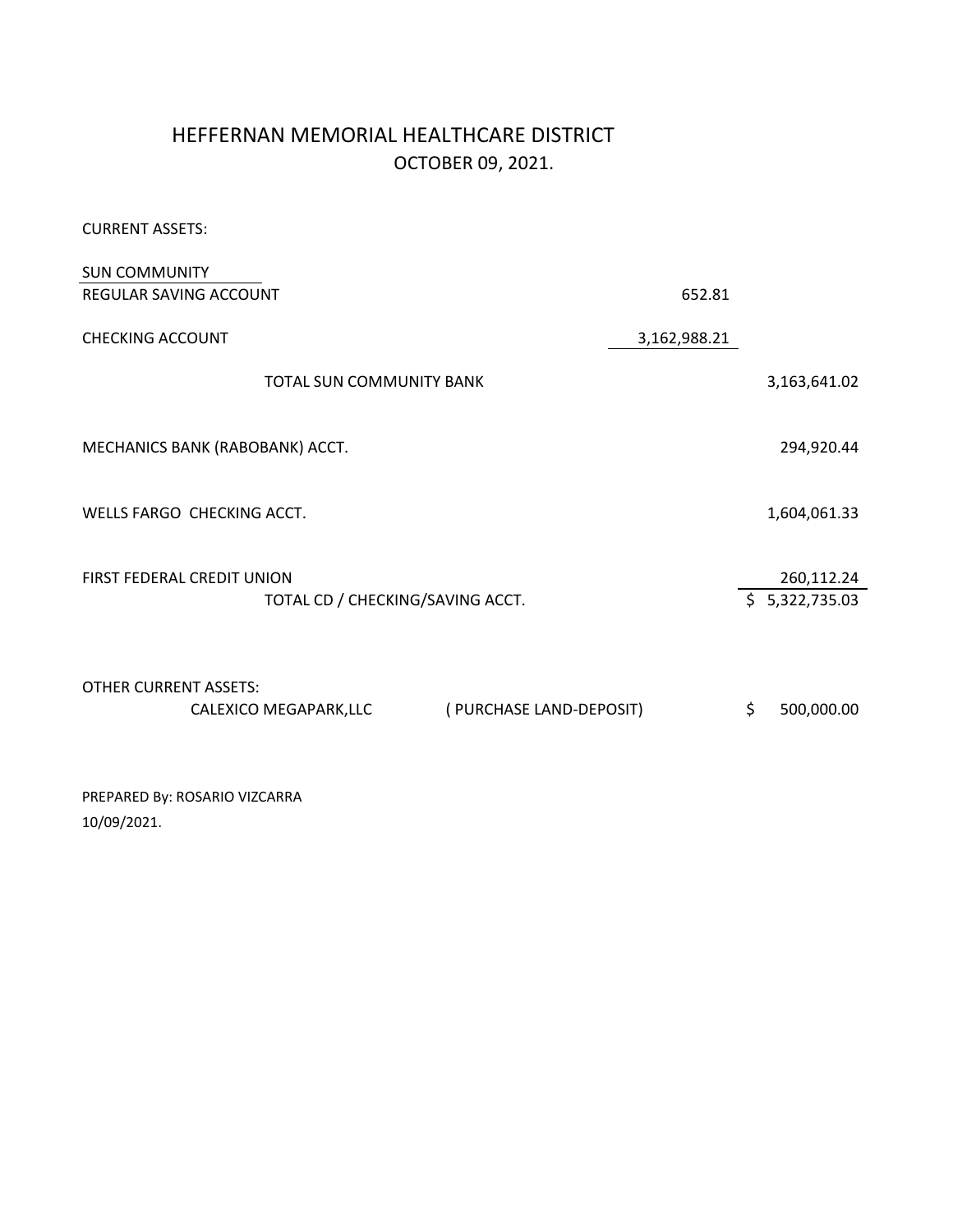# HEFFERNAN MEMORIAL HEALTHCARE DISTRICT

OCTOBER 09, 2021.

CURRENT ASSETS:

| | | |
|---|---|---|
| SUN COMMUNITY | | |
| REGULAR SAVING ACCOUNT | 652.81 | |
| CHECKING ACCOUNT | 3,162,988.21 | |
| TOTAL SUN COMMUNITY BANK | | 3,163,641.02 |
| MECHANICS BANK (RABOBANK) ACCT. | | 294,920.44 |
| WELLS FARGO CHECKING ACCT. | | 1,604,061.33 |
| FIRST FEDERAL CREDIT UNION | | 260,112.24 |
| TOTAL CD / CHECKING/SAVING ACCT. | | $ 5,322,735.03 |

OTHER CURRENT ASSETS:

| | | |
|---|---|---|
| CALEXICO MEGAPARK,LLC | ( PURCHASE LAND-DEPOSIT) | $ 500,000.00 |

PREPARED By: ROSARIO VIZCARRA
10/09/2021.